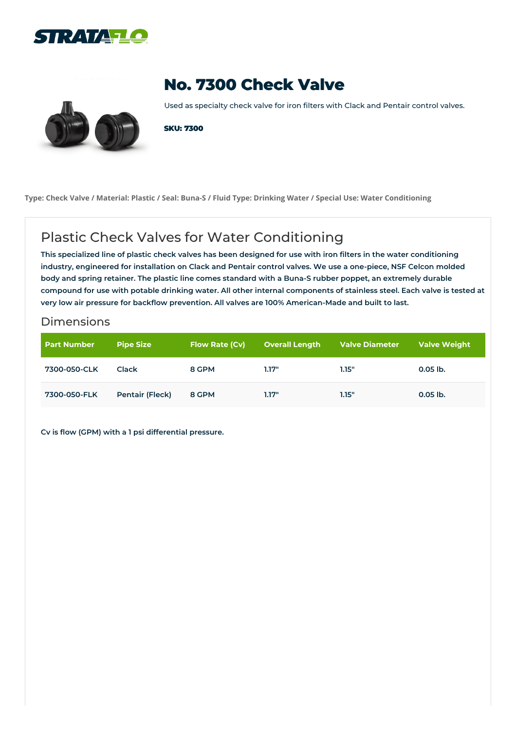# No. 7300 Check Valve

Used as specialty check valve for iron filters with Clack and Pentair control valves.

**SKU: 7300**

**Type: Check Valve / Material: Plastic / Seal: Buna-S / Fluid Type: Drinking Water / Special Use: Water Conditioning**

## Plastic Check Valves for Water Conditioning

**This specialized line of plastic check valves has been designed for use with iron filters in the water conditioning industry, engineered for installation on Clack and Pentair control valves. We use a one-piece, NSF Celcon molded body and spring retainer. The plastic line comes standard with a Buna-S rubber poppet, an extremely durable compound for use with potable drinking water. All other internal components of stainless steel. Each valve is tested at very low air pressure for backflow prevention. All valves are 100% American-Made and built to last.**

### Dimensions

| Part Number | Pipe Size | Flow Rate (Cv) | Overall Length | Valve Diameter | Valve Weight |
|---|---|---|---|---|---|
| 7300-050-CLK | Clack | 8 GPM | 1.17" | 1.15" | 0.05 lb. |
| 7300-050-FLK | Pentair (Fleck) | 8 GPM | 1.17" | 1.15" | 0.05 lb. |

**Cv is flow (GPM) with a 1 psi differential pressure.**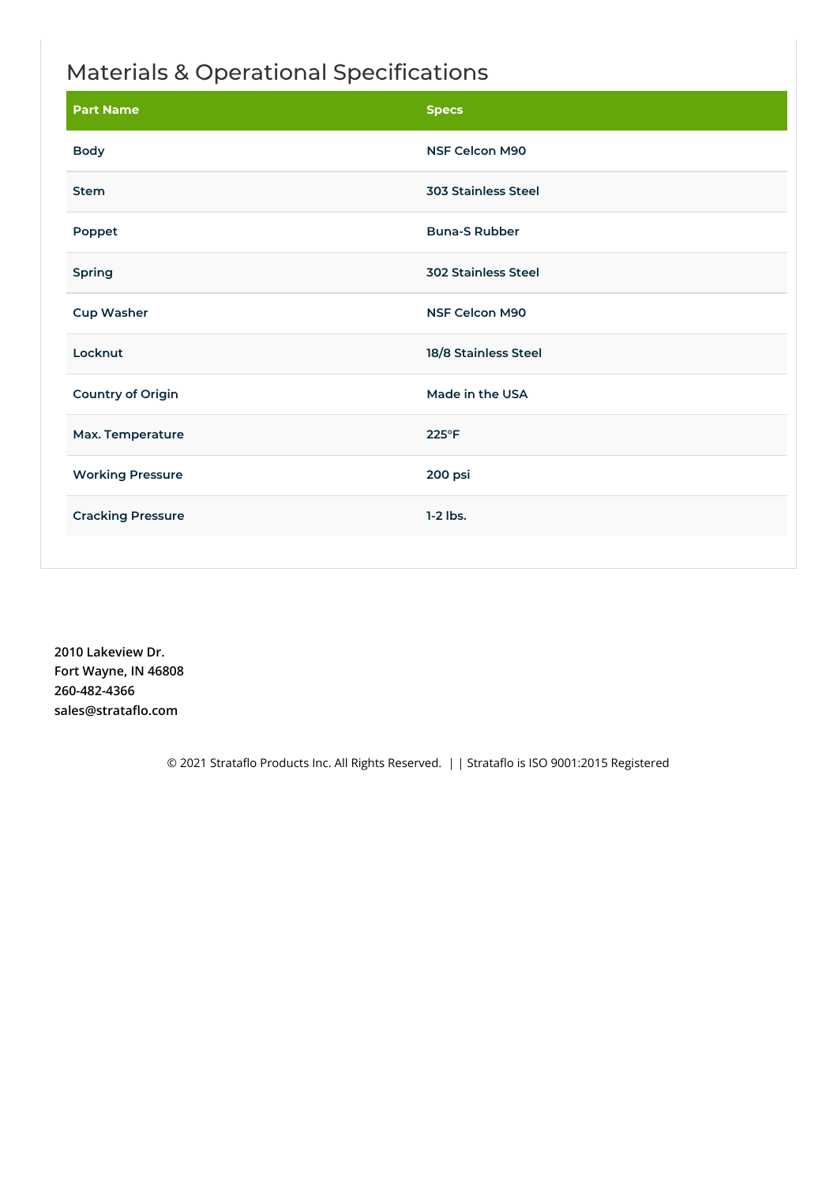## Materials & Operational Specifications

| Part Name | Specs |
|---|---|
| Body | NSF Celcon M90 |
| Stem | 303 Stainless Steel |
| Poppet | Buna-S Rubber |
| Spring | 302 Stainless Steel |
| Cup Washer | NSF Celcon M90 |
| Locknut | 18/8 Stainless Steel |
| Country of Origin | Made in the USA |
| Max. Temperature | 225°F |
| Working Pressure | 200 psi |
| Cracking Pressure | 1-2 lbs. |

**2010 Lakeview Dr.**
**Fort Wayne, IN 46808**
**260-482-4366**
**sales@strataflo.com**

© 2021 Strataflo Products Inc. All Rights Reserved. | | Strataflo is ISO 9001:2015 Registered